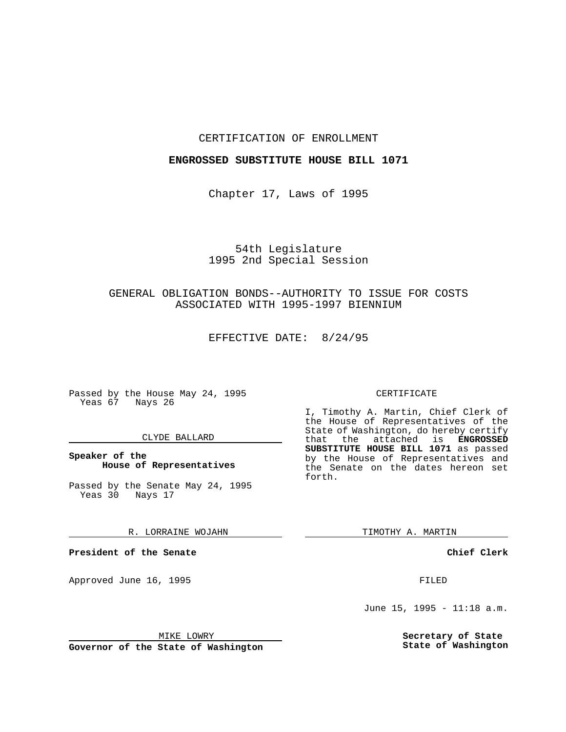CERTIFICATION OF ENROLLMENT

**ENGROSSED SUBSTITUTE HOUSE BILL 1071**

Chapter 17, Laws of 1995

54th Legislature
1995 2nd Special Session

GENERAL OBLIGATION BONDS--AUTHORITY TO ISSUE FOR COSTS ASSOCIATED WITH 1995-1997 BIENNIUM

EFFECTIVE DATE: 8/24/95

Passed by the House May 24, 1995
Yeas 67 Nays 26

CLYDE BALLARD

**Speaker of the House of Representatives**

Passed by the Senate May 24, 1995
Yeas 30 Nays 17

R. LORRAINE WOJAHN

**President of the Senate**

Approved June 16, 1995

MIKE LOWRY

**Governor of the State of Washington**

CERTIFICATE

I, Timothy A. Martin, Chief Clerk of the House of Representatives of the State of Washington, do hereby certify that the attached is **ENGROSSED SUBSTITUTE HOUSE BILL 1071** as passed by the House of Representatives and the Senate on the dates hereon set forth.

TIMOTHY A. MARTIN

**Chief Clerk**

FILED

June 15, 1995 - 11:18 a.m.

**Secretary of State State of Washington**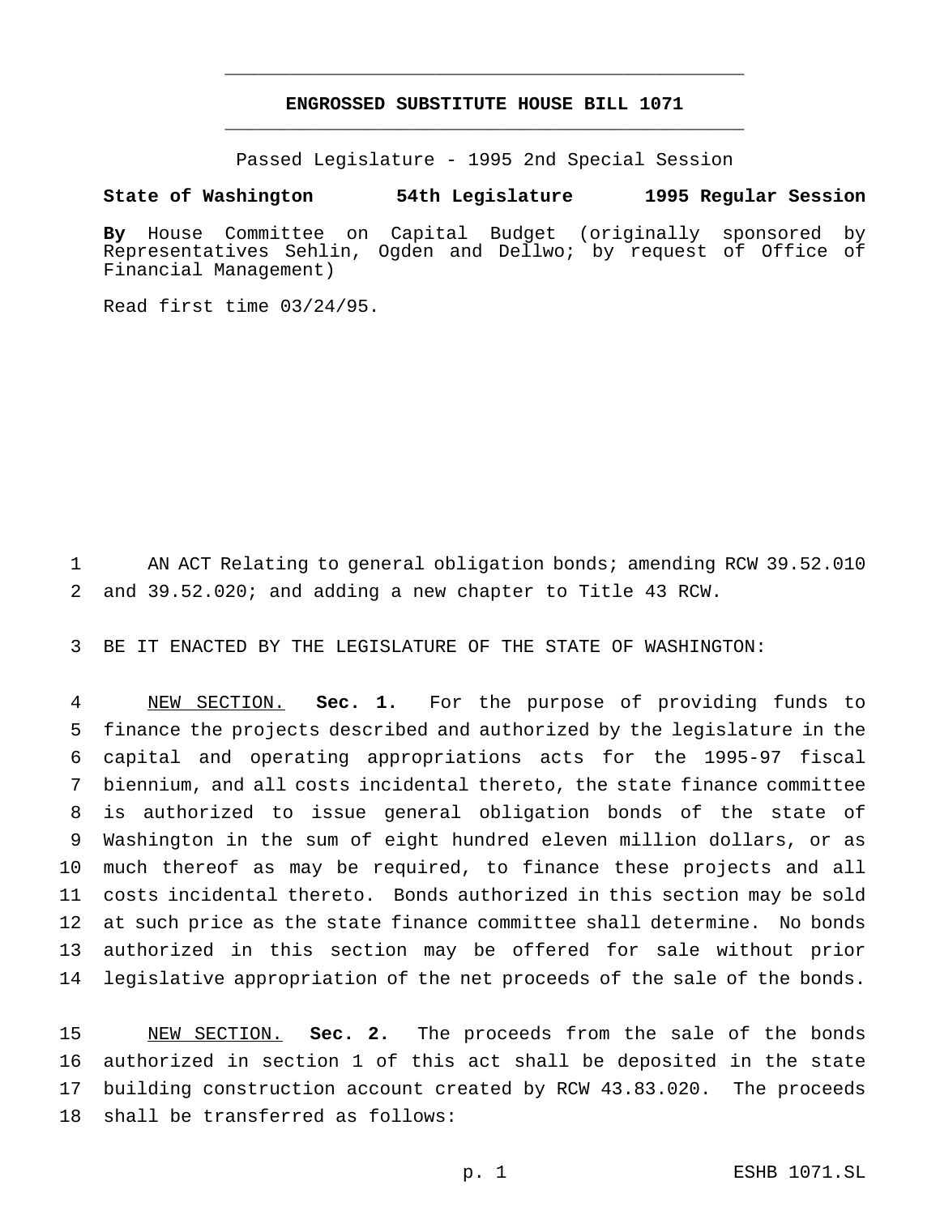# ENGROSSED SUBSTITUTE HOUSE BILL 1071

Passed Legislature - 1995 2nd Special Session

**State of Washington 54th Legislature 1995 Regular Session**

**By** House Committee on Capital Budget (originally sponsored by Representatives Sehlin, Ogden and Dellwo; by request of Office of Financial Management)

Read first time 03/24/95.

AN ACT Relating to general obligation bonds; amending RCW 39.52.010 and 39.52.020; and adding a new chapter to Title 43 RCW.

BE IT ENACTED BY THE LEGISLATURE OF THE STATE OF WASHINGTON:

NEW SECTION. **Sec. 1.** For the purpose of providing funds to finance the projects described and authorized by the legislature in the capital and operating appropriations acts for the 1995-97 fiscal biennium, and all costs incidental thereto, the state finance committee is authorized to issue general obligation bonds of the state of Washington in the sum of eight hundred eleven million dollars, or as much thereof as may be required, to finance these projects and all costs incidental thereto. Bonds authorized in this section may be sold at such price as the state finance committee shall determine. No bonds authorized in this section may be offered for sale without prior legislative appropriation of the net proceeds of the sale of the bonds.

NEW SECTION. **Sec. 2.** The proceeds from the sale of the bonds authorized in section 1 of this act shall be deposited in the state building construction account created by RCW 43.83.020. The proceeds shall be transferred as follows: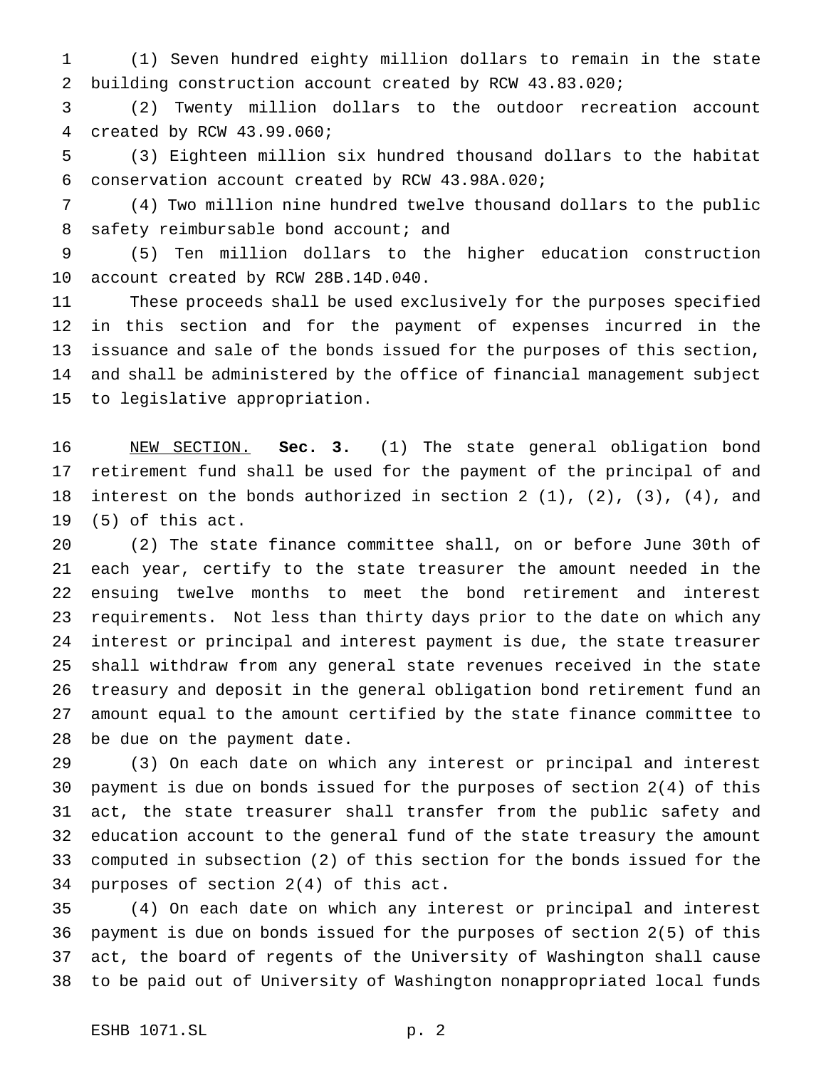(1) Seven hundred eighty million dollars to remain in the state building construction account created by RCW 43.83.020;

(2) Twenty million dollars to the outdoor recreation account created by RCW 43.99.060;

(3) Eighteen million six hundred thousand dollars to the habitat conservation account created by RCW 43.98A.020;

(4) Two million nine hundred twelve thousand dollars to the public safety reimbursable bond account; and

(5) Ten million dollars to the higher education construction account created by RCW 28B.14D.040.

These proceeds shall be used exclusively for the purposes specified in this section and for the payment of expenses incurred in the issuance and sale of the bonds issued for the purposes of this section, and shall be administered by the office of financial management subject to legislative appropriation.

NEW SECTION. **Sec. 3.** (1) The state general obligation bond retirement fund shall be used for the payment of the principal of and interest on the bonds authorized in section 2 (1), (2), (3), (4), and (5) of this act.

(2) The state finance committee shall, on or before June 30th of each year, certify to the state treasurer the amount needed in the ensuing twelve months to meet the bond retirement and interest requirements. Not less than thirty days prior to the date on which any interest or principal and interest payment is due, the state treasurer shall withdraw from any general state revenues received in the state treasury and deposit in the general obligation bond retirement fund an amount equal to the amount certified by the state finance committee to be due on the payment date.

(3) On each date on which any interest or principal and interest payment is due on bonds issued for the purposes of section 2(4) of this act, the state treasurer shall transfer from the public safety and education account to the general fund of the state treasury the amount computed in subsection (2) of this section for the bonds issued for the purposes of section 2(4) of this act.

(4) On each date on which any interest or principal and interest payment is due on bonds issued for the purposes of section 2(5) of this act, the board of regents of the University of Washington shall cause to be paid out of University of Washington nonappropriated local funds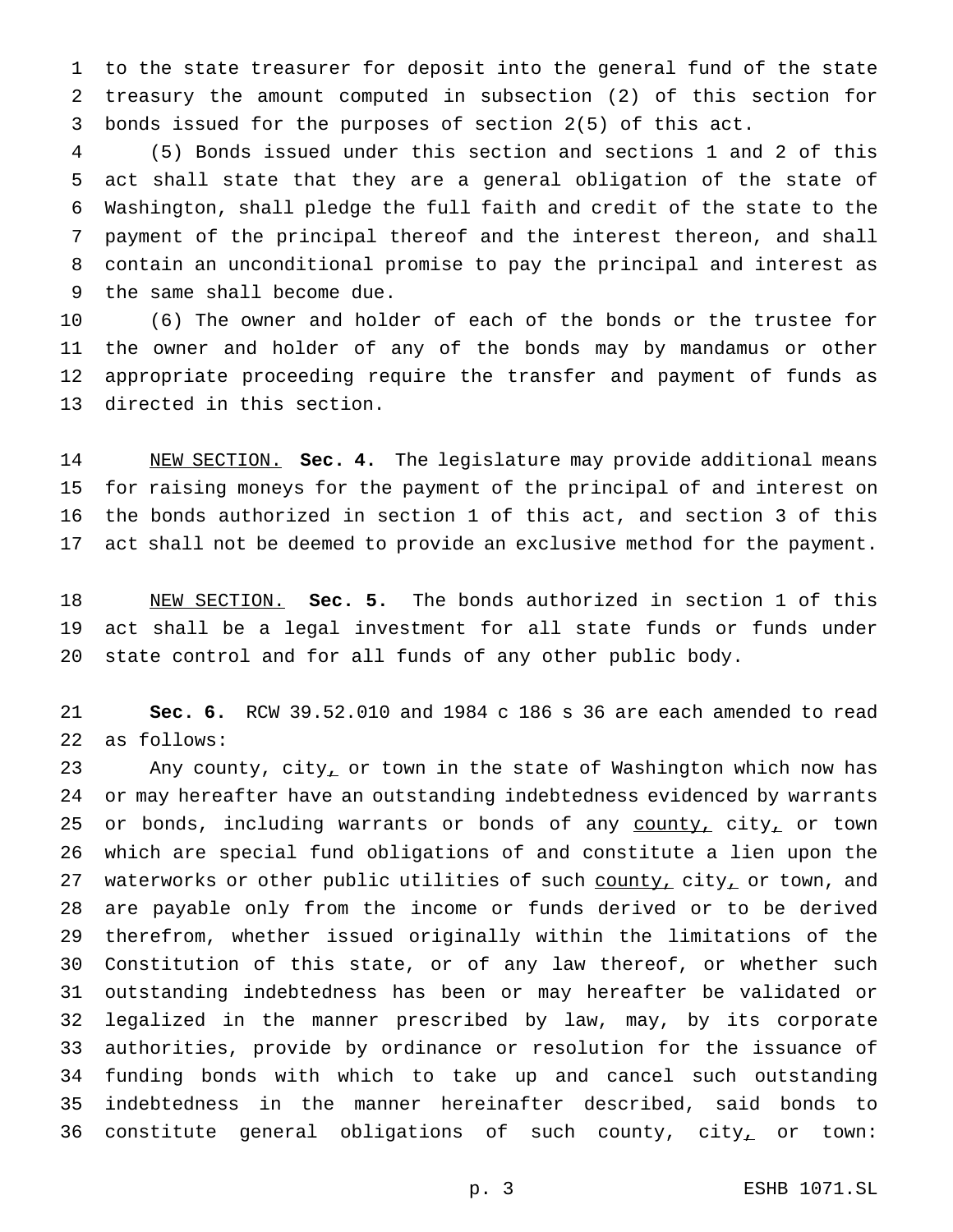to the state treasurer for deposit into the general fund of the state treasury the amount computed in subsection (2) of this section for bonds issued for the purposes of section 2(5) of this act.

(5) Bonds issued under this section and sections 1 and 2 of this act shall state that they are a general obligation of the state of Washington, shall pledge the full faith and credit of the state to the payment of the principal thereof and the interest thereon, and shall contain an unconditional promise to pay the principal and interest as the same shall become due.

(6) The owner and holder of each of the bonds or the trustee for the owner and holder of any of the bonds may by mandamus or other appropriate proceeding require the transfer and payment of funds as directed in this section.

NEW SECTION. **Sec. 4.** The legislature may provide additional means for raising moneys for the payment of the principal of and interest on the bonds authorized in section 1 of this act, and section 3 of this act shall not be deemed to provide an exclusive method for the payment.

NEW SECTION. **Sec. 5.** The bonds authorized in section 1 of this act shall be a legal investment for all state funds or funds under state control and for all funds of any other public body.

**Sec. 6.** RCW 39.52.010 and 1984 c 186 s 36 are each amended to read as follows:

Any county, city, or town in the state of Washington which now has or may hereafter have an outstanding indebtedness evidenced by warrants or bonds, including warrants or bonds of any county, city, or town which are special fund obligations of and constitute a lien upon the waterworks or other public utilities of such county, city, or town, and are payable only from the income or funds derived or to be derived therefrom, whether issued originally within the limitations of the Constitution of this state, or of any law thereof, or whether such outstanding indebtedness has been or may hereafter be validated or legalized in the manner prescribed by law, may, by its corporate authorities, provide by ordinance or resolution for the issuance of funding bonds with which to take up and cancel such outstanding indebtedness in the manner hereinafter described, said bonds to constitute general obligations of such county, city, or town: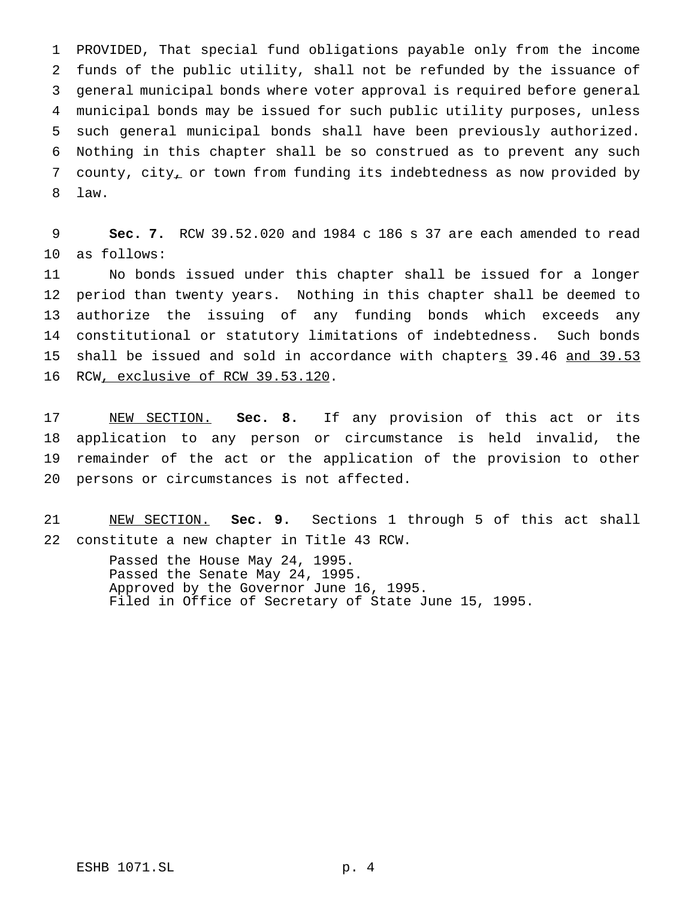PROVIDED, That special fund obligations payable only from the income funds of the public utility, shall not be refunded by the issuance of general municipal bonds where voter approval is required before general municipal bonds may be issued for such public utility purposes, unless such general municipal bonds shall have been previously authorized. Nothing in this chapter shall be so construed as to prevent any such county, city, or town from funding its indebtedness as now provided by law.

**Sec. 7.** RCW 39.52.020 and 1984 c 186 s 37 are each amended to read as follows:

No bonds issued under this chapter shall be issued for a longer period than twenty years. Nothing in this chapter shall be deemed to authorize the issuing of any funding bonds which exceeds any constitutional or statutory limitations of indebtedness. Such bonds shall be issued and sold in accordance with chapters 39.46 and 39.53 RCW, exclusive of RCW 39.53.120.

NEW SECTION. **Sec. 8.** If any provision of this act or its application to any person or circumstance is held invalid, the remainder of the act or the application of the provision to other persons or circumstances is not affected.

NEW SECTION. **Sec. 9.** Sections 1 through 5 of this act shall constitute a new chapter in Title 43 RCW.

Passed the House May 24, 1995.
Passed the Senate May 24, 1995.
Approved by the Governor June 16, 1995.
Filed in Office of Secretary of State June 15, 1995.